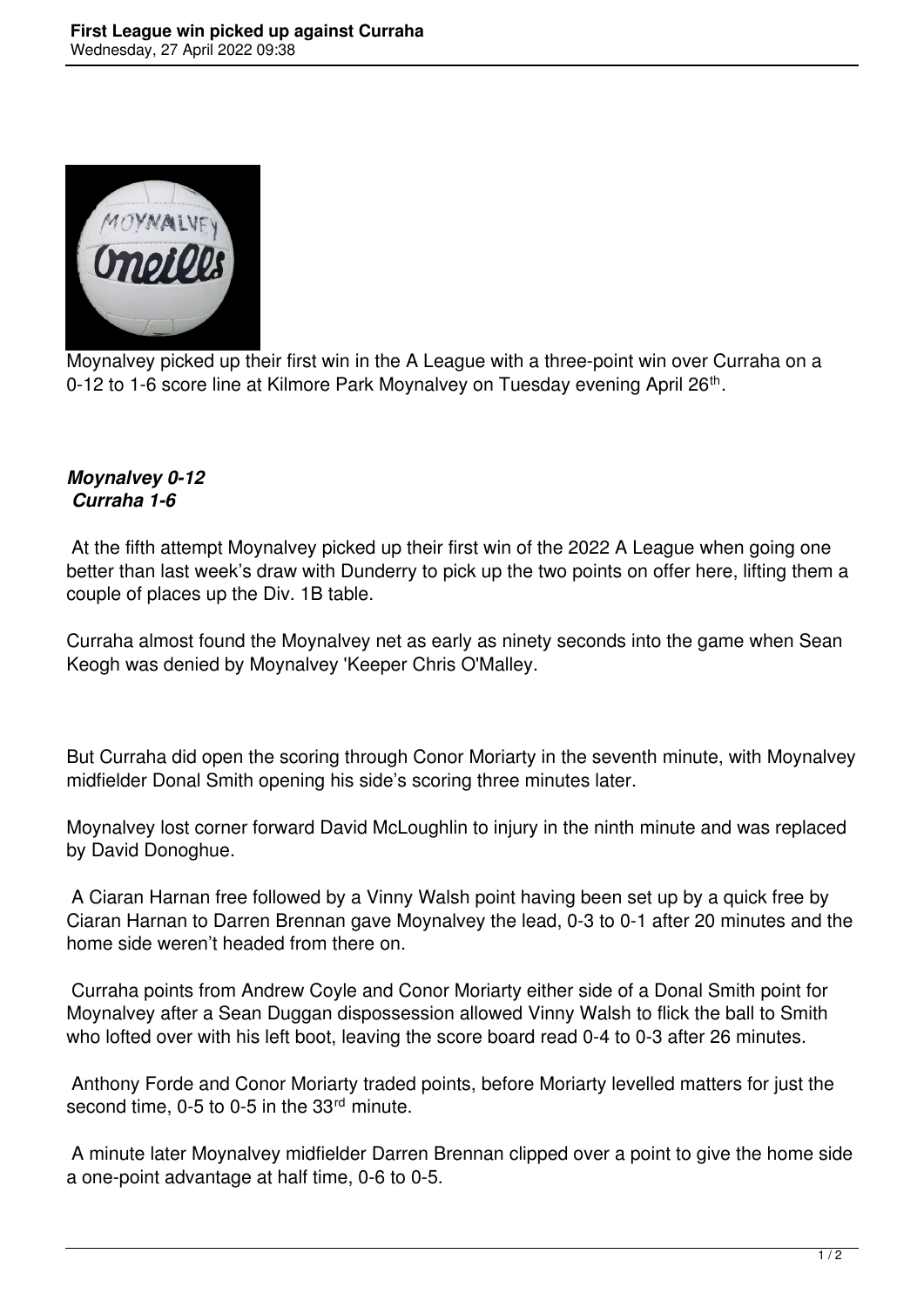Moynalvey picked up their first win in the A League with a three-point win over Curraha on a 0-12 to 1-6 score line at Kilmore Park Moynalvey on Tuesday evening April 26th.

***Moynalvey 0-12***
***Curraha 1-6***

At the fifth attempt Moynalvey picked up their first win of the 2022 A League when going one better than last week's draw with Dunderry to pick up the two points on offer here, lifting them a couple of places up the Div. 1B table.

Curraha almost found the Moynalvey net as early as ninety seconds into the game when Sean Keogh was denied by Moynalvey 'Keeper Chris O'Malley.

But Curraha did open the scoring through Conor Moriarty in the seventh minute, with Moynalvey midfielder Donal Smith opening his side's scoring three minutes later.

Moynalvey lost corner forward David McLoughlin to injury in the ninth minute and was replaced by David Donoghue.

A Ciaran Harnan free followed by a Vinny Walsh point having been set up by a quick free by Ciaran Harnan to Darren Brennan gave Moynalvey the lead, 0-3 to 0-1 after 20 minutes and the home side weren't headed from there on.

Curraha points from Andrew Coyle and Conor Moriarty either side of a Donal Smith point for Moynalvey after a Sean Duggan dispossession allowed Vinny Walsh to flick the ball to Smith who lofted over with his left boot, leaving the score board read 0-4 to 0-3 after 26 minutes.

Anthony Forde and Conor Moriarty traded points, before Moriarty levelled matters for just the second time, 0-5 to 0-5 in the 33rd minute.

A minute later Moynalvey midfielder Darren Brennan clipped over a point to give the home side a one-point advantage at half time, 0-6 to 0-5.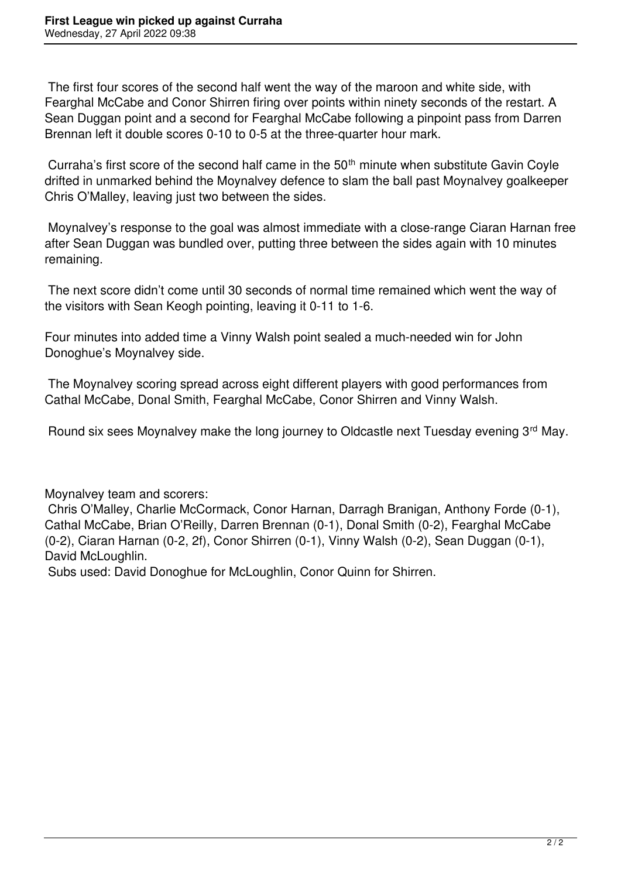The first four scores of the second half went the way of the maroon and white side, with Fearghal McCabe and Conor Shirren firing over points within ninety seconds of the restart. A Sean Duggan point and a second for Fearghal McCabe following a pinpoint pass from Darren Brennan left it double scores 0-10 to 0-5 at the three-quarter hour mark.

Curraha's first score of the second half came in the 50th minute when substitute Gavin Coyle drifted in unmarked behind the Moynalvey defence to slam the ball past Moynalvey goalkeeper Chris O'Malley, leaving just two between the sides.

Moynalvey's response to the goal was almost immediate with a close-range Ciaran Harnan free after Sean Duggan was bundled over, putting three between the sides again with 10 minutes remaining.

The next score didn't come until 30 seconds of normal time remained which went the way of the visitors with Sean Keogh pointing, leaving it 0-11 to 1-6.

Four minutes into added time a Vinny Walsh point sealed a much-needed win for John Donoghue's Moynalvey side.

The Moynalvey scoring spread across eight different players with good performances from Cathal McCabe, Donal Smith, Fearghal McCabe, Conor Shirren and Vinny Walsh.

Round six sees Moynalvey make the long journey to Oldcastle next Tuesday evening 3rd May.

Moynalvey team and scorers:

Chris O'Malley, Charlie McCormack, Conor Harnan, Darragh Branigan, Anthony Forde (0-1), Cathal McCabe, Brian O'Reilly, Darren Brennan (0-1), Donal Smith (0-2), Fearghal McCabe (0-2), Ciaran Harnan (0-2, 2f), Conor Shirren (0-1), Vinny Walsh (0-2), Sean Duggan (0-1), David McLoughlin.

Subs used: David Donoghue for McLoughlin, Conor Quinn for Shirren.